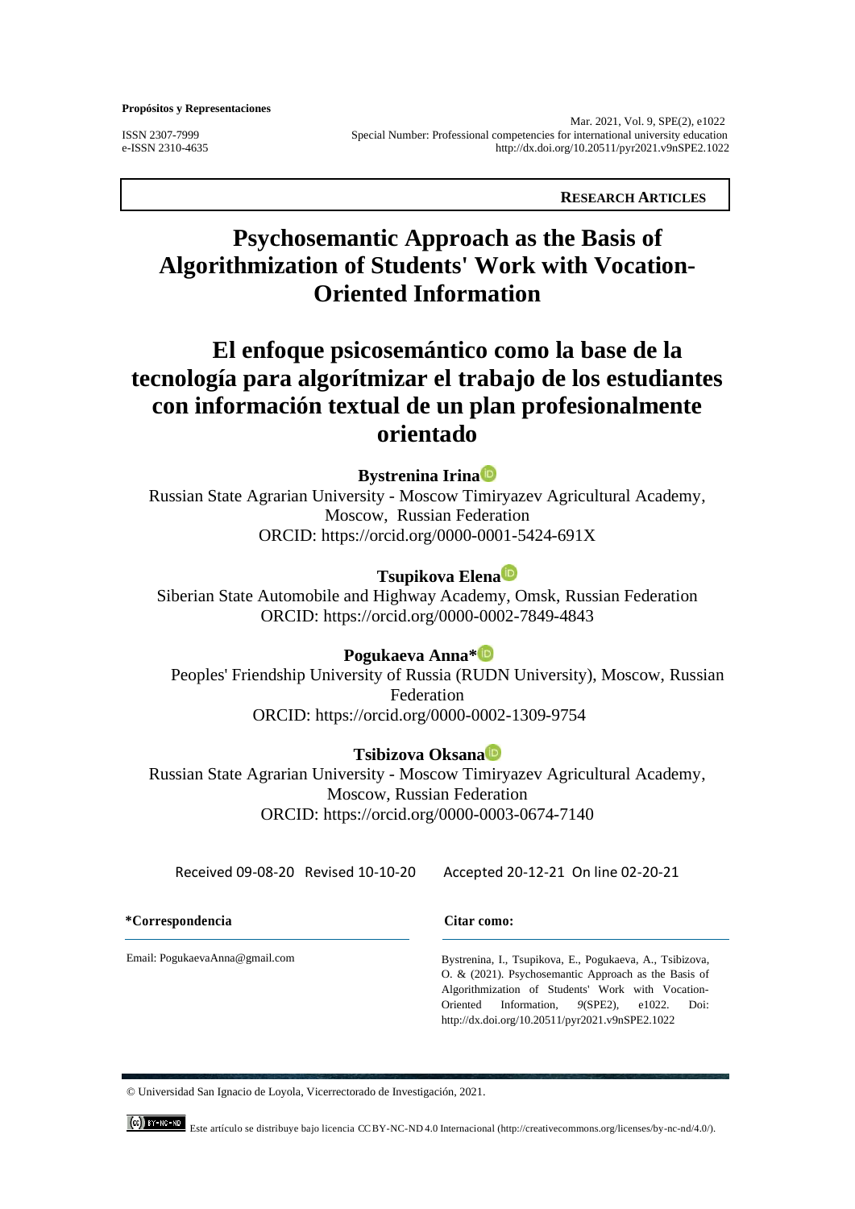**Propósitos y Representaciones**

ISSN 2307-7999
e-ISSN 2310-4635

Mar. 2021, Vol. 9, SPE(2), e1022
Special Number: Professional competencies for international university education
http://dx.doi.org/10.20511/pyr2021.v9nSPE2.1022

**RESEARCH ARTICLES**

# Psychosemantic Approach as the Basis of Algorithmization of Students' Work with Vocation-Oriented Information

# El enfoque psicosemántico como la base de la tecnología para algorítmizar el trabajo de los estudiantes con información textual de un plan profesionalmente orientado

**Bystrenina Irina**
Russian State Agrarian University - Moscow Timiryazev Agricultural Academy, Moscow, Russian Federation
ORCID: https://orcid.org/0000-0001-5424-691X

**Tsupikova Elena**
Siberian State Automobile and Highway Academy, Omsk, Russian Federation
ORCID: https://orcid.org/0000-0002-7849-4843

**Pogukaeva Anna***
Peoples' Friendship University of Russia (RUDN University), Moscow, Russian Federation
ORCID: https://orcid.org/0000-0002-1309-9754

**Tsibizova Oksana**
Russian State Agrarian University - Moscow Timiryazev Agricultural Academy, Moscow, Russian Federation
ORCID: https://orcid.org/0000-0003-0674-7140

Received 09-08-20 Revised 10-10-20 Accepted 20-12-21 On line 02-20-21

**\*Correspondencia**

Email: PogukaevaAnna@gmail.com

**Citar como:**

Bystrenina, I., Tsupikova, E., Pogukaeva, A., Tsibizova, O. & (2021). Psychosemantic Approach as the Basis of Algorithmization of Students' Work with Vocation-Oriented Information, *9*(SPE2), e1022. Doi: http://dx.doi.org/10.20511/pyr2021.v9nSPE2.1022

© Universidad San Ignacio de Loyola, Vicerrectorado de Investigación, 2021.

Este artículo se distribuye bajo licencia CC BY-NC-ND 4.0 Internacional (http://creativecommons.org/licenses/by-nc-nd/4.0/).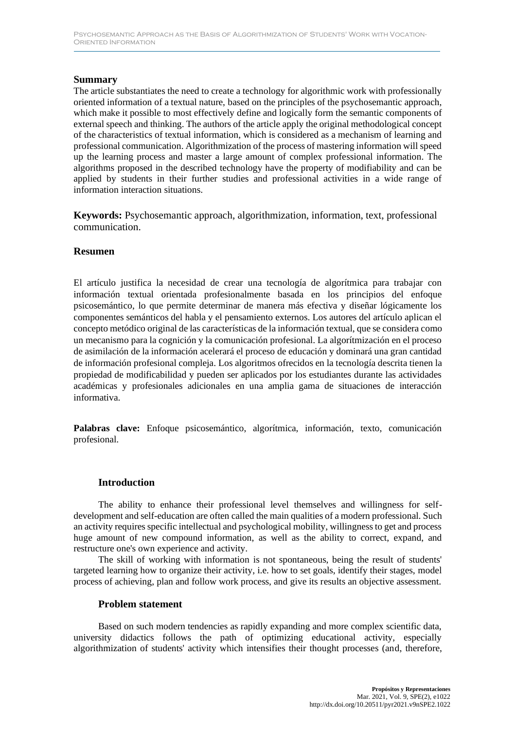## Summary

The article substantiates the need to create a technology for algorithmic work with professionally oriented information of a textual nature, based on the principles of the psychosemantic approach, which make it possible to most effectively define and logically form the semantic components of external speech and thinking. The authors of the article apply the original methodological concept of the characteristics of textual information, which is considered as a mechanism of learning and professional communication. Algorithmization of the process of mastering information will speed up the learning process and master a large amount of complex professional information. The algorithms proposed in the described technology have the property of modifiability and can be applied by students in their further studies and professional activities in a wide range of information interaction situations.

**Keywords:** Psychosemantic approach, algorithmization, information, text, professional communication.

## Resumen

El artículo justifica la necesidad de crear una tecnología de algorítmica para trabajar con información textual orientada profesionalmente basada en los principios del enfoque psicosemántico, lo que permite determinar de manera más efectiva y diseñar lógicamente los componentes semánticos del habla y el pensamiento externos. Los autores del artículo aplican el concepto metódico original de las características de la información textual, que se considera como un mecanismo para la cognición y la comunicación profesional. La algorítmización en el proceso de asimilación de la información acelerará el proceso de educación y dominará una gran cantidad de información profesional compleja. Los algoritmos ofrecidos en la tecnología descrita tienen la propiedad de modificabilidad y pueden ser aplicados por los estudiantes durante las actividades académicas y profesionales adicionales en una amplia gama de situaciones de interacción informativa.

**Palabras clave:** Enfoque psicosemántico, algorítmica, información, texto, comunicación profesional.

## Introduction

The ability to enhance their professional level themselves and willingness for self-development and self-education are often called the main qualities of a modern professional. Such an activity requires specific intellectual and psychological mobility, willingness to get and process huge amount of new compound information, as well as the ability to correct, expand, and restructure one's own experience and activity.

The skill of working with information is not spontaneous, being the result of students' targeted learning how to organize their activity, i.e. how to set goals, identify their stages, model process of achieving, plan and follow work process, and give its results an objective assessment.

## Problem statement

Based on such modern tendencies as rapidly expanding and more complex scientific data, university didactics follows the path of optimizing educational activity, especially algorithmization of students' activity which intensifies their thought processes (and, therefore,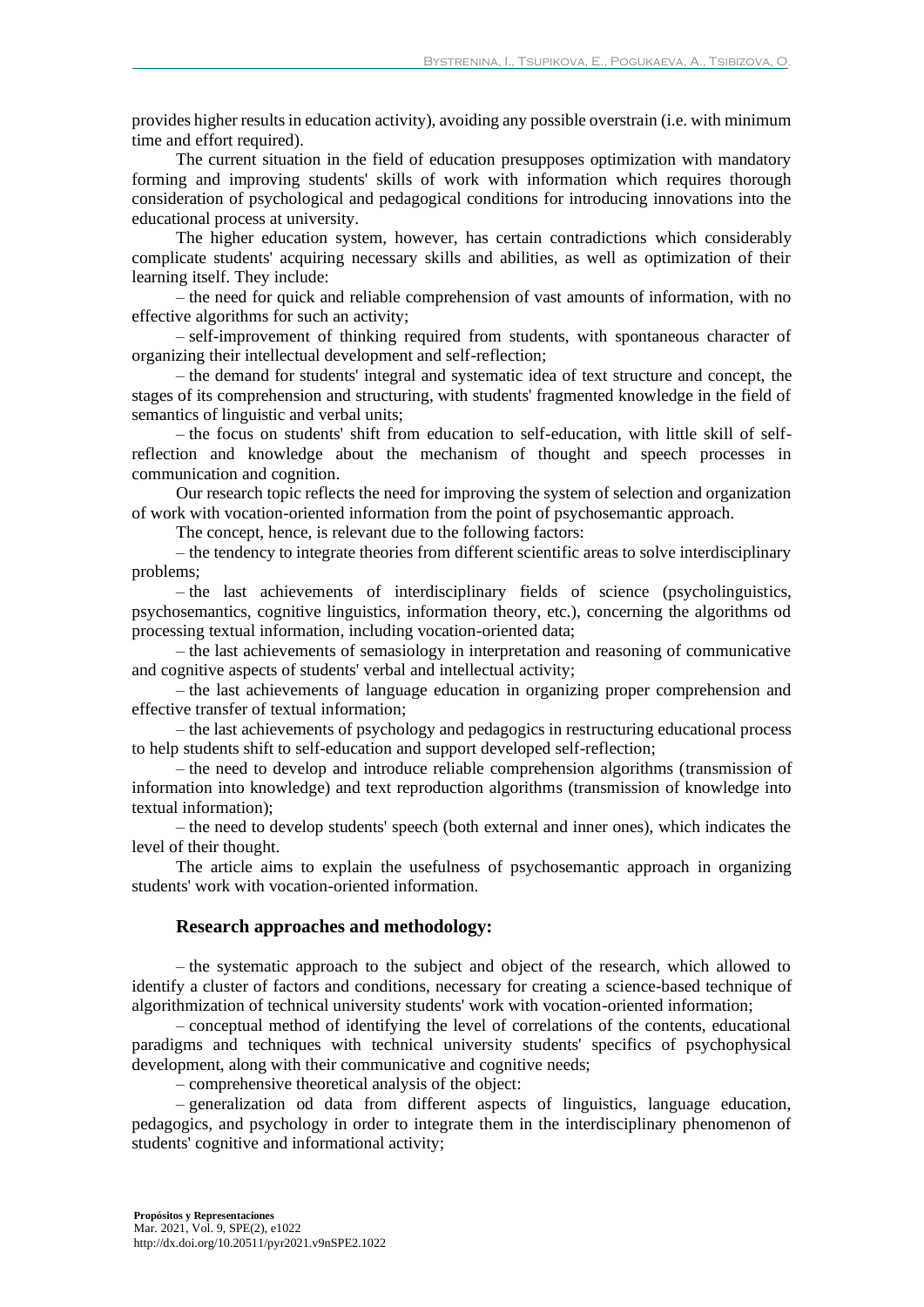provides higher results in education activity), avoiding any possible overstrain (i.e. with minimum time and effort required).

The current situation in the field of education presupposes optimization with mandatory forming and improving students' skills of work with information which requires thorough consideration of psychological and pedagogical conditions for introducing innovations into the educational process at university.

The higher education system, however, has certain contradictions which considerably complicate students' acquiring necessary skills and abilities, as well as optimization of their learning itself. They include:

– the need for quick and reliable comprehension of vast amounts of information, with no effective algorithms for such an activity;

– self-improvement of thinking required from students, with spontaneous character of organizing their intellectual development and self-reflection;

– the demand for students' integral and systematic idea of text structure and concept, the stages of its comprehension and structuring, with students' fragmented knowledge in the field of semantics of linguistic and verbal units;

– the focus on students' shift from education to self-education, with little skill of self-reflection and knowledge about the mechanism of thought and speech processes in communication and cognition.

Our research topic reflects the need for improving the system of selection and organization of work with vocation-oriented information from the point of psychosemantic approach.

The concept, hence, is relevant due to the following factors:

– the tendency to integrate theories from different scientific areas to solve interdisciplinary problems;

– the last achievements of interdisciplinary fields of science (psycholinguistics, psychosemantics, cognitive linguistics, information theory, etc.), concerning the algorithms od processing textual information, including vocation-oriented data;

– the last achievements of semasiology in interpretation and reasoning of communicative and cognitive aspects of students' verbal and intellectual activity;

– the last achievements of language education in organizing proper comprehension and effective transfer of textual information;

– the last achievements of psychology and pedagogics in restructuring educational process to help students shift to self-education and support developed self-reflection;

– the need to develop and introduce reliable comprehension algorithms (transmission of information into knowledge) and text reproduction algorithms (transmission of knowledge into textual information);

– the need to develop students' speech (both external and inner ones), which indicates the level of their thought.

The article aims to explain the usefulness of psychosemantic approach in organizing students' work with vocation-oriented information.

## Research approaches and methodology:

– the systematic approach to the subject and object of the research, which allowed to identify a cluster of factors and conditions, necessary for creating a science-based technique of algorithmization of technical university students' work with vocation-oriented information;

– conceptual method of identifying the level of correlations of the contents, educational paradigms and techniques with technical university students' specifics of psychophysical development, along with their communicative and cognitive needs;

– comprehensive theoretical analysis of the object:

– generalization od data from different aspects of linguistics, language education, pedagogics, and psychology in order to integrate them in the interdisciplinary phenomenon of students' cognitive and informational activity;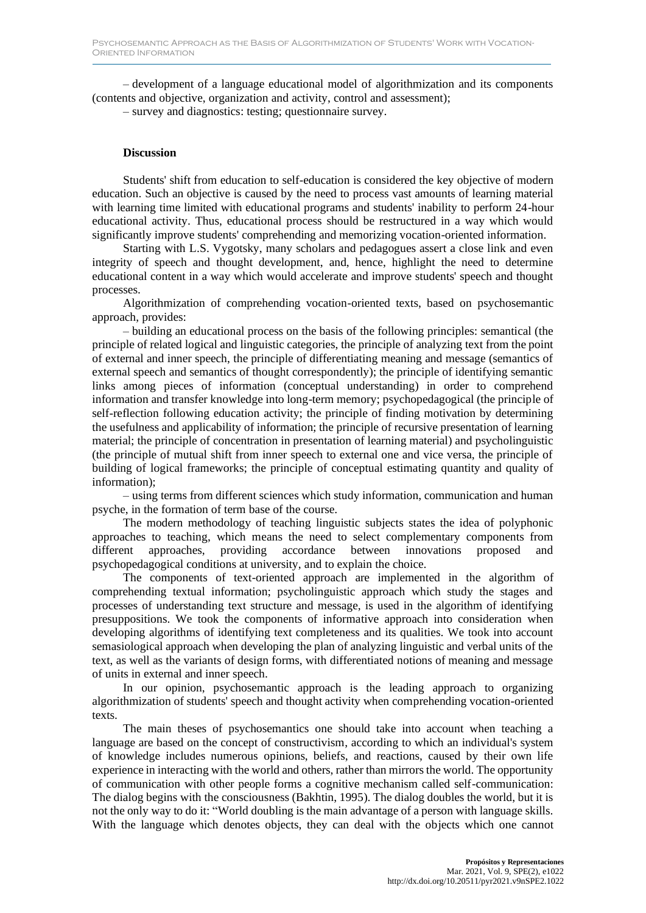– development of a language educational model of algorithmization and its components (contents and objective, organization and activity, control and assessment);

– survey and diagnostics: testing; questionnaire survey.

## Discussion

Students' shift from education to self-education is considered the key objective of modern education. Such an objective is caused by the need to process vast amounts of learning material with learning time limited with educational programs and students' inability to perform 24-hour educational activity. Thus, educational process should be restructured in a way which would significantly improve students' comprehending and memorizing vocation-oriented information.

Starting with L.S. Vygotsky, many scholars and pedagogues assert a close link and even integrity of speech and thought development, and, hence, highlight the need to determine educational content in a way which would accelerate and improve students' speech and thought processes.

Algorithmization of comprehending vocation-oriented texts, based on psychosemantic approach, provides:

– building an educational process on the basis of the following principles: semantical (the principle of related logical and linguistic categories, the principle of analyzing text from the point of external and inner speech, the principle of differentiating meaning and message (semantics of external speech and semantics of thought correspondently); the principle of identifying semantic links among pieces of information (conceptual understanding) in order to comprehend information and transfer knowledge into long-term memory; psychopedagogical (the principle of self-reflection following education activity; the principle of finding motivation by determining the usefulness and applicability of information; the principle of recursive presentation of learning material; the principle of concentration in presentation of learning material) and psycholinguistic (the principle of mutual shift from inner speech to external one and vice versa, the principle of building of logical frameworks; the principle of conceptual estimating quantity and quality of information);

– using terms from different sciences which study information, communication and human psyche, in the formation of term base of the course.

The modern methodology of teaching linguistic subjects states the idea of polyphonic approaches to teaching, which means the need to select complementary components from different approaches, providing accordance between innovations proposed and psychopedagogical conditions at university, and to explain the choice.

The components of text-oriented approach are implemented in the algorithm of comprehending textual information; psycholinguistic approach which study the stages and processes of understanding text structure and message, is used in the algorithm of identifying presuppositions. We took the components of informative approach into consideration when developing algorithms of identifying text completeness and its qualities. We took into account semasiological approach when developing the plan of analyzing linguistic and verbal units of the text, as well as the variants of design forms, with differentiated notions of meaning and message of units in external and inner speech.

In our opinion, psychosemantic approach is the leading approach to organizing algorithmization of students' speech and thought activity when comprehending vocation-oriented texts.

The main theses of psychosemantics one should take into account when teaching a language are based on the concept of constructivism, according to which an individual's system of knowledge includes numerous opinions, beliefs, and reactions, caused by their own life experience in interacting with the world and others, rather than mirrors the world. The opportunity of communication with other people forms a cognitive mechanism called self-communication: The dialog begins with the consciousness (Bakhtin, 1995). The dialog doubles the world, but it is not the only way to do it: "World doubling is the main advantage of a person with language skills. With the language which denotes objects, they can deal with the objects which one cannot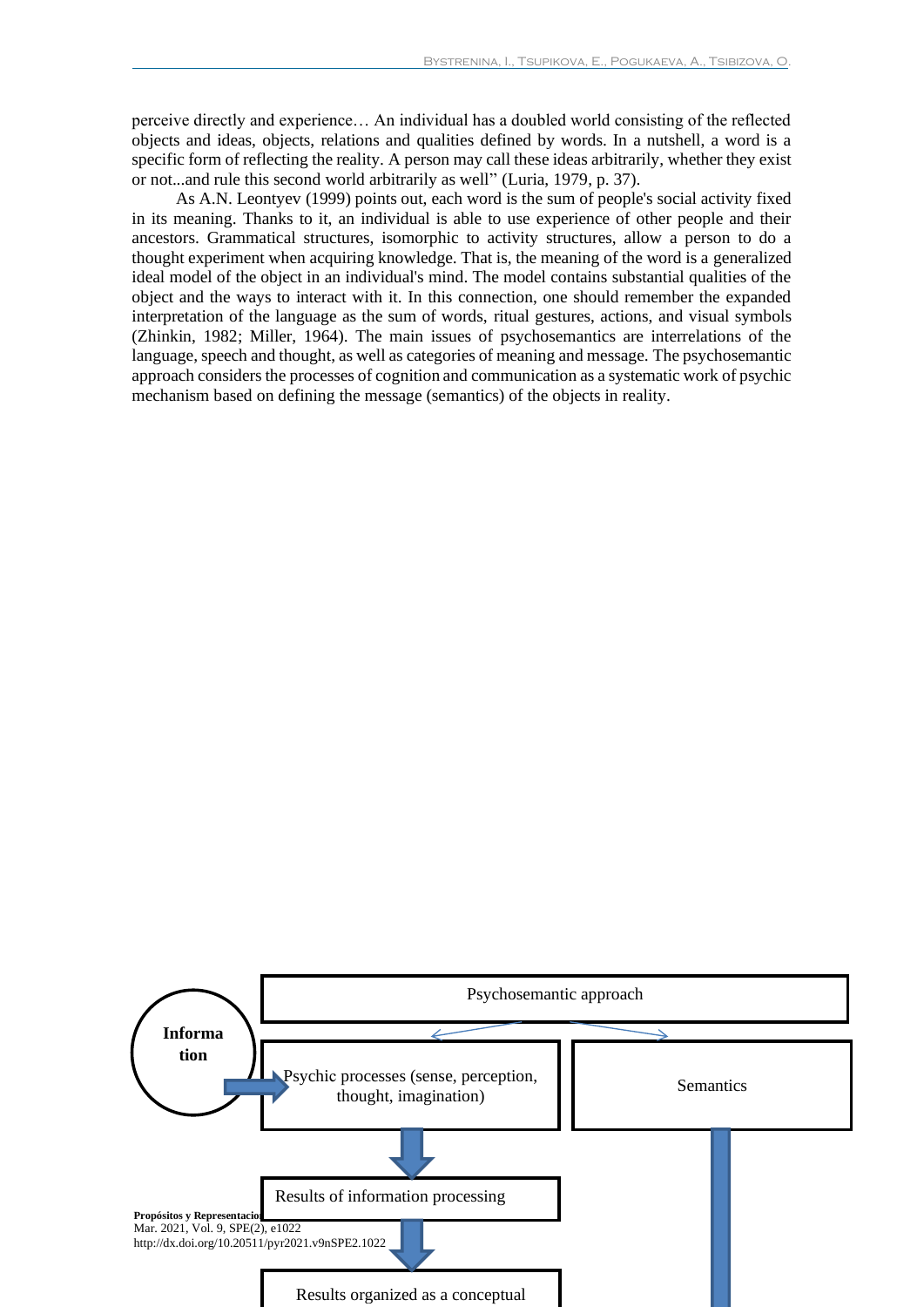perceive directly and experience… An individual has a doubled world consisting of the reflected objects and ideas, objects, relations and qualities defined by words. In a nutshell, a word is a specific form of reflecting the reality. A person may call these ideas arbitrarily, whether they exist or not...and rule this second world arbitrarily as well" (Luria, 1979, p. 37).

As A.N. Leontyev (1999) points out, each word is the sum of people's social activity fixed in its meaning. Thanks to it, an individual is able to use experience of other people and their ancestors. Grammatical structures, isomorphic to activity structures, allow a person to do a thought experiment when acquiring knowledge. That is, the meaning of the word is a generalized ideal model of the object in an individual's mind. The model contains substantial qualities of the object and the ways to interact with it. In this connection, one should remember the expanded interpretation of the language as the sum of words, ritual gestures, actions, and visual symbols (Zhinkin, 1982; Miller, 1964). The main issues of psychosemantics are interrelations of the language, speech and thought, as well as categories of meaning and message. The psychosemantic approach considers the processes of cognition and communication as a systematic work of psychic mechanism based on defining the message (semantics) of the objects in reality.

Psychosemantic approach

Information

Psychic processes (sense, perception, thought, imagination)

Semantics

Results of information processing

Results organized as a conceptual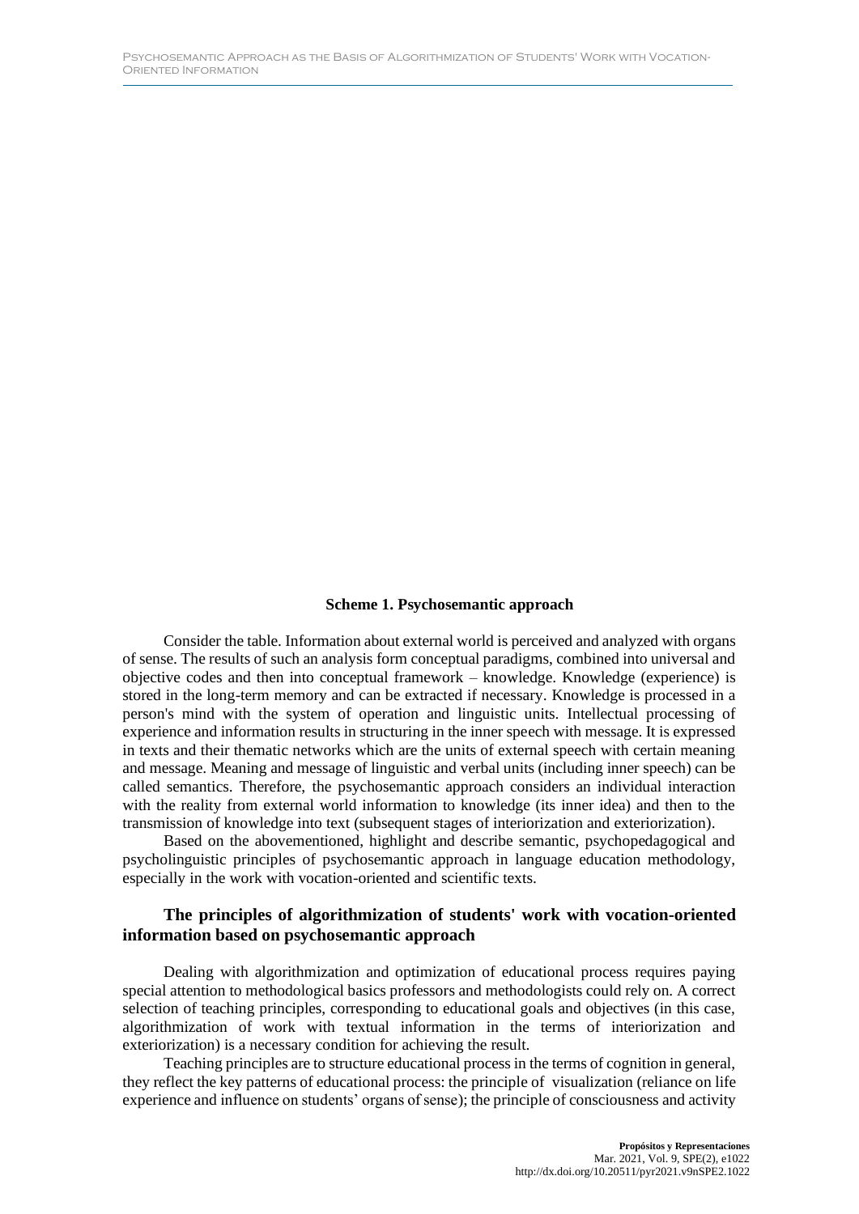**Scheme 1. Psychosemantic approach**

Consider the table. Information about external world is perceived and analyzed with organs of sense. The results of such an analysis form conceptual paradigms, combined into universal and objective codes and then into conceptual framework – knowledge. Knowledge (experience) is stored in the long-term memory and can be extracted if necessary. Knowledge is processed in a person's mind with the system of operation and linguistic units. Intellectual processing of experience and information results in structuring in the inner speech with message. It is expressed in texts and their thematic networks which are the units of external speech with certain meaning and message. Meaning and message of linguistic and verbal units (including inner speech) can be called semantics. Therefore, the psychosemantic approach considers an individual interaction with the reality from external world information to knowledge (its inner idea) and then to the transmission of knowledge into text (subsequent stages of interiorization and exteriorization).

Based on the abovementioned, highlight and describe semantic, psychopedagogical and psycholinguistic principles of psychosemantic approach in language education methodology, especially in the work with vocation-oriented and scientific texts.

## The principles of algorithmization of students' work with vocation-oriented information based on psychosemantic approach

Dealing with algorithmization and optimization of educational process requires paying special attention to methodological basics professors and methodologists could rely on. A correct selection of teaching principles, corresponding to educational goals and objectives (in this case, algorithmization of work with textual information in the terms of interiorization and exteriorization) is a necessary condition for achieving the result.

Teaching principles are to structure educational process in the terms of cognition in general, they reflect the key patterns of educational process: the principle of visualization (reliance on life experience and influence on students' organs of sense); the principle of consciousness and activity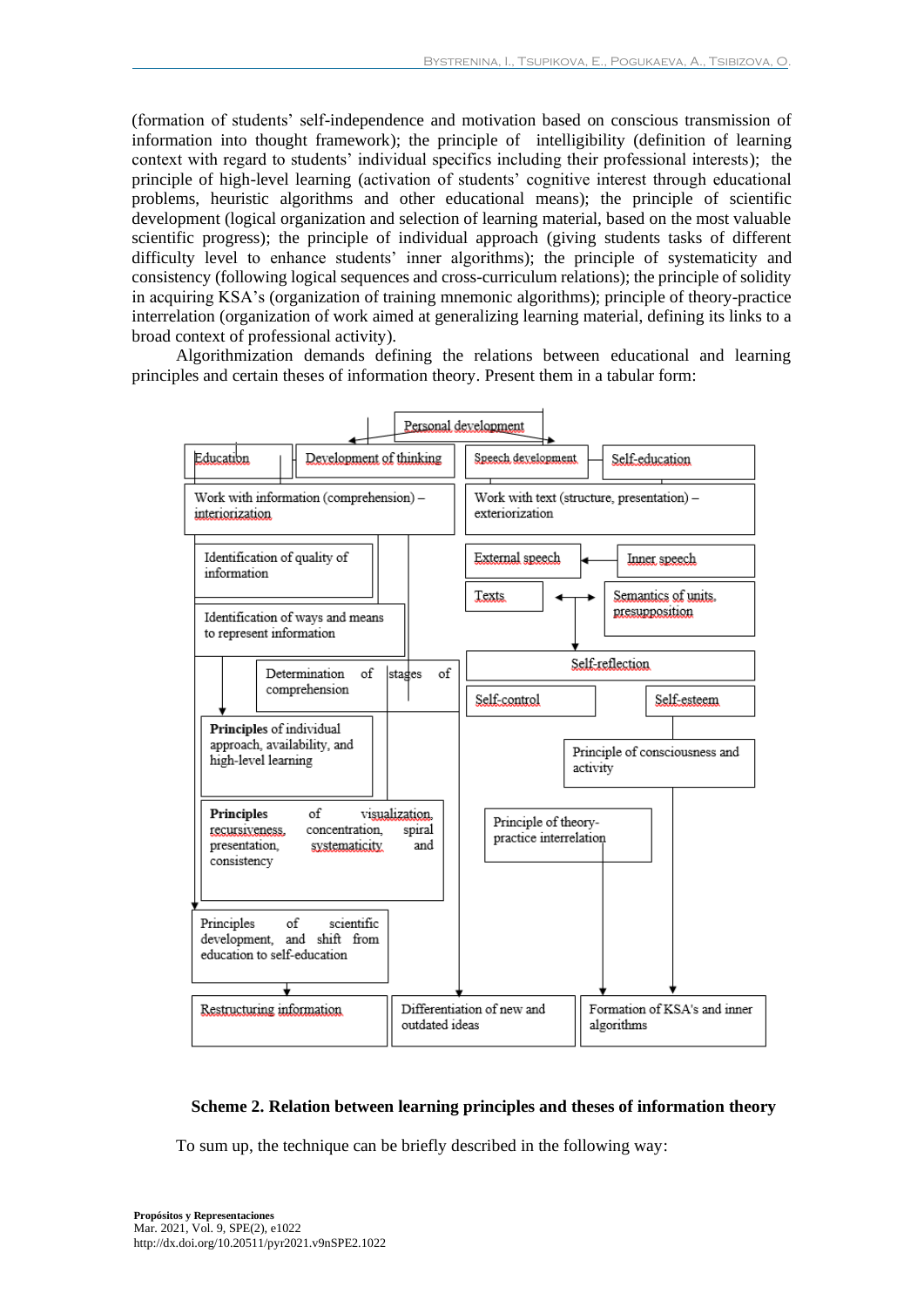(formation of students' self-independence and motivation based on conscious transmission of information into thought framework); the principle of intelligibility (definition of learning context with regard to students' individual specifics including their professional interests); the principle of high-level learning (activation of students' cognitive interest through educational problems, heuristic algorithms and other educational means); the principle of scientific development (logical organization and selection of learning material, based on the most valuable scientific progress); the principle of individual approach (giving students tasks of different difficulty level to enhance students' inner algorithms); the principle of systematicity and consistency (following logical sequences and cross-curriculum relations); the principle of solidity in acquiring KSA's (organization of training mnemonic algorithms); principle of theory-practice interrelation (organization of work aimed at generalizing learning material, defining its links to a broad context of professional activity).

Algorithmization demands defining the relations between educational and learning principles and certain theses of information theory. Present them in a tabular form:

Personal development

Education | Development of thinking | Speech development | Self-education

Work with information (comprehension) – interiorization

Work with text (structure, presentation) – exteriorization

Identification of quality of information

External speech ← Inner speech

Texts ↔ Semantics of units, presupposition

Identification of ways and means to represent information

Self-reflection

Determination of stages of comprehension

Self-control | Self-esteem

**Principles** of individual approach, availability, and high-level learning

Principle of consciousness and activity

**Principles** of visualization, recursiveness, concentration, spiral presentation, systematicity and consistency

Principle of theory-practice interrelation

Principles of scientific development, and shift from education to self-education

Restructuring information | Differentiation of new and outdated ideas | Formation of KSA's and inner algorithms

**Scheme 2. Relation between learning principles and theses of information theory**

To sum up, the technique can be briefly described in the following way: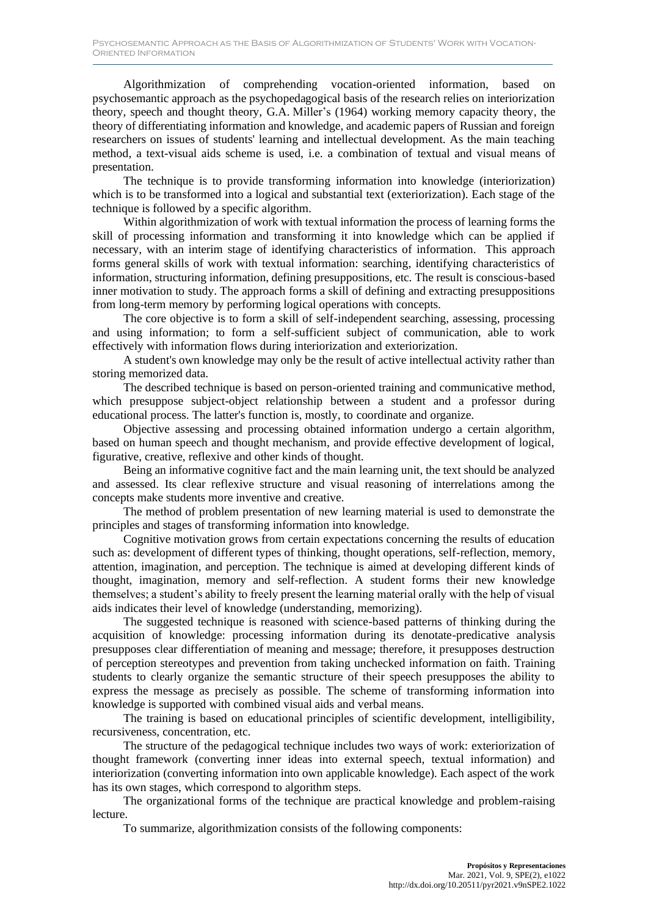Algorithmization of comprehending vocation-oriented information, based on psychosemantic approach as the psychopedagogical basis of the research relies on interiorization theory, speech and thought theory, G.A. Miller's (1964) working memory capacity theory, the theory of differentiating information and knowledge, and academic papers of Russian and foreign researchers on issues of students' learning and intellectual development. As the main teaching method, a text-visual aids scheme is used, i.e. a combination of textual and visual means of presentation.

The technique is to provide transforming information into knowledge (interiorization) which is to be transformed into a logical and substantial text (exteriorization). Each stage of the technique is followed by a specific algorithm.

Within algorithmization of work with textual information the process of learning forms the skill of processing information and transforming it into knowledge which can be applied if necessary, with an interim stage of identifying characteristics of information. This approach forms general skills of work with textual information: searching, identifying characteristics of information, structuring information, defining presuppositions, etc. The result is conscious-based inner motivation to study. The approach forms a skill of defining and extracting presuppositions from long-term memory by performing logical operations with concepts.

The core objective is to form a skill of self-independent searching, assessing, processing and using information; to form a self-sufficient subject of communication, able to work effectively with information flows during interiorization and exteriorization.

A student's own knowledge may only be the result of active intellectual activity rather than storing memorized data.

The described technique is based on person-oriented training and communicative method, which presuppose subject-object relationship between a student and a professor during educational process. The latter's function is, mostly, to coordinate and organize.

Objective assessing and processing obtained information undergo a certain algorithm, based on human speech and thought mechanism, and provide effective development of logical, figurative, creative, reflexive and other kinds of thought.

Being an informative cognitive fact and the main learning unit, the text should be analyzed and assessed. Its clear reflexive structure and visual reasoning of interrelations among the concepts make students more inventive and creative.

The method of problem presentation of new learning material is used to demonstrate the principles and stages of transforming information into knowledge.

Cognitive motivation grows from certain expectations concerning the results of education such as: development of different types of thinking, thought operations, self-reflection, memory, attention, imagination, and perception. The technique is aimed at developing different kinds of thought, imagination, memory and self-reflection. A student forms their new knowledge themselves; a student's ability to freely present the learning material orally with the help of visual aids indicates their level of knowledge (understanding, memorizing).

The suggested technique is reasoned with science-based patterns of thinking during the acquisition of knowledge: processing information during its denotate-predicative analysis presupposes clear differentiation of meaning and message; therefore, it presupposes destruction of perception stereotypes and prevention from taking unchecked information on faith. Training students to clearly organize the semantic structure of their speech presupposes the ability to express the message as precisely as possible. The scheme of transforming information into knowledge is supported with combined visual aids and verbal means.

The training is based on educational principles of scientific development, intelligibility, recursiveness, concentration, etc.

The structure of the pedagogical technique includes two ways of work: exteriorization of thought framework (converting inner ideas into external speech, textual information) and interiorization (converting information into own applicable knowledge). Each aspect of the work has its own stages, which correspond to algorithm steps.

The organizational forms of the technique are practical knowledge and problem-raising lecture.

To summarize, algorithmization consists of the following components: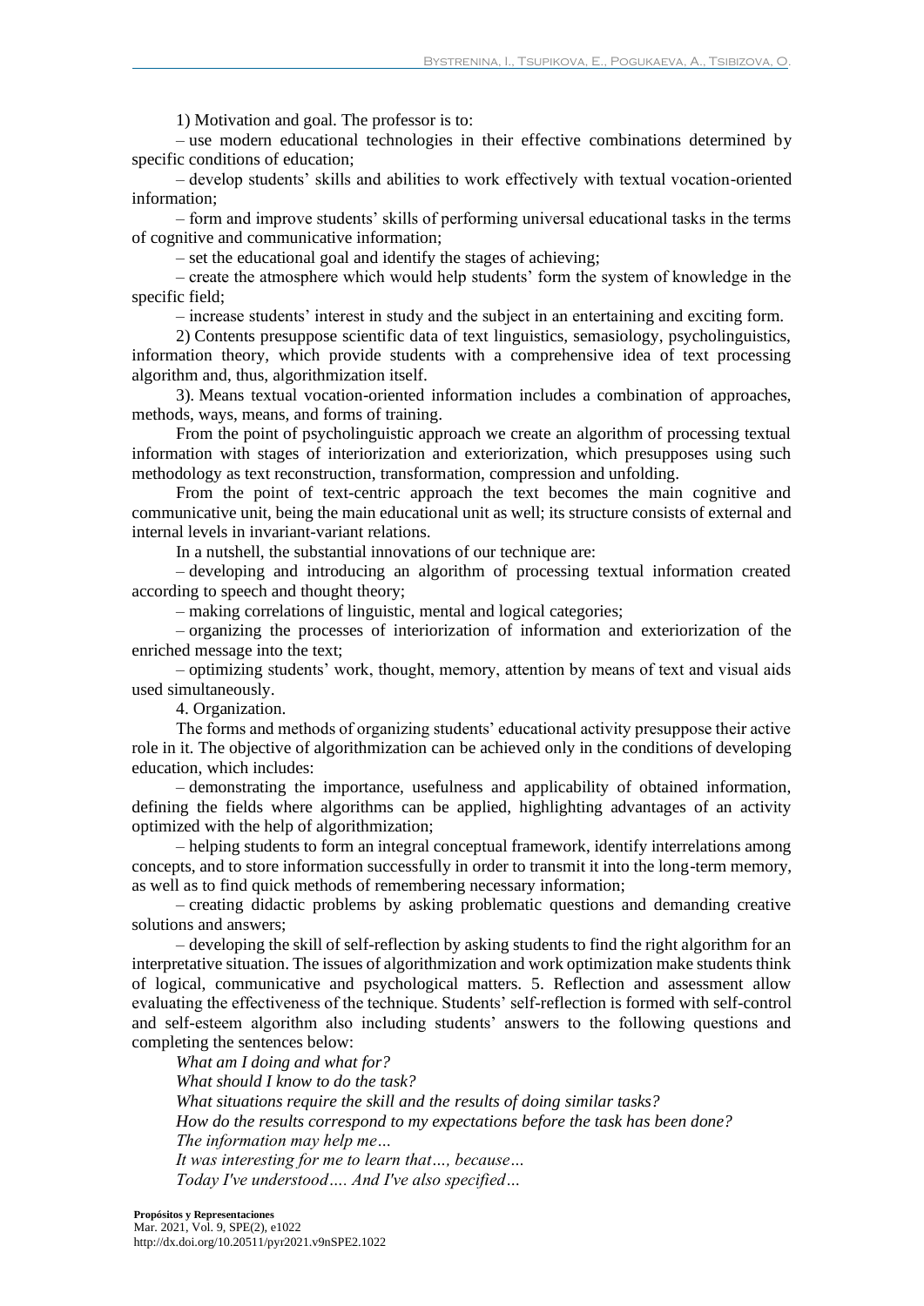1) Motivation and goal. The professor is to:

– use modern educational technologies in their effective combinations determined by specific conditions of education;

– develop students' skills and abilities to work effectively with textual vocation-oriented information;

– form and improve students' skills of performing universal educational tasks in the terms of cognitive and communicative information;

– set the educational goal and identify the stages of achieving;

– create the atmosphere which would help students' form the system of knowledge in the specific field;

– increase students' interest in study and the subject in an entertaining and exciting form.

2) Contents presuppose scientific data of text linguistics, semasiology, psycholinguistics, information theory, which provide students with a comprehensive idea of text processing algorithm and, thus, algorithmization itself.

3). Means textual vocation-oriented information includes a combination of approaches, methods, ways, means, and forms of training.

From the point of psycholinguistic approach we create an algorithm of processing textual information with stages of interiorization and exteriorization, which presupposes using such methodology as text reconstruction, transformation, compression and unfolding.

From the point of text-centric approach the text becomes the main cognitive and communicative unit, being the main educational unit as well; its structure consists of external and internal levels in invariant-variant relations.

In a nutshell, the substantial innovations of our technique are:

– developing and introducing an algorithm of processing textual information created according to speech and thought theory;

– making correlations of linguistic, mental and logical categories;

– organizing the processes of interiorization of information and exteriorization of the enriched message into the text;

– optimizing students' work, thought, memory, attention by means of text and visual aids used simultaneously.

4. Organization.

The forms and methods of organizing students' educational activity presuppose their active role in it. The objective of algorithmization can be achieved only in the conditions of developing education, which includes:

– demonstrating the importance, usefulness and applicability of obtained information, defining the fields where algorithms can be applied, highlighting advantages of an activity optimized with the help of algorithmization;

– helping students to form an integral conceptual framework, identify interrelations among concepts, and to store information successfully in order to transmit it into the long-term memory, as well as to find quick methods of remembering necessary information;

– creating didactic problems by asking problematic questions and demanding creative solutions and answers;

– developing the skill of self-reflection by asking students to find the right algorithm for an interpretative situation. The issues of algorithmization and work optimization make students think of logical, communicative and psychological matters. 5. Reflection and assessment allow evaluating the effectiveness of the technique. Students' self-reflection is formed with self-control and self-esteem algorithm also including students' answers to the following questions and completing the sentences below:

*What am I doing and what for?*

*What should I know to do the task?*

*What situations require the skill and the results of doing similar tasks?*

*How do the results correspond to my expectations before the task has been done?*

*The information may help me…*

*It was interesting for me to learn that…, because…*

*Today I've understood…. And I've also specified…*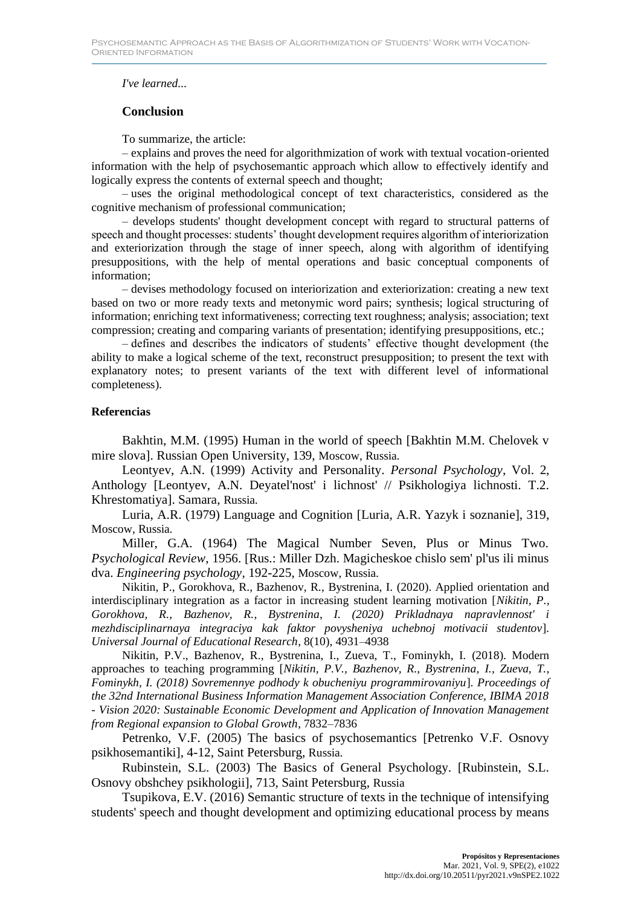*I've learned...*

## Conclusion

To summarize, the article:

– explains and proves the need for algorithmization of work with textual vocation-oriented information with the help of psychosemantic approach which allow to effectively identify and logically express the contents of external speech and thought;

– uses the original methodological concept of text characteristics, considered as the cognitive mechanism of professional communication;

– develops students' thought development concept with regard to structural patterns of speech and thought processes: students' thought development requires algorithm of interiorization and exteriorization through the stage of inner speech, along with algorithm of identifying presuppositions, with the help of mental operations and basic conceptual components of information;

– devises methodology focused on interiorization and exteriorization: creating a new text based on two or more ready texts and metonymic word pairs; synthesis; logical structuring of information; enriching text informativeness; correcting text roughness; analysis; association; text compression; creating and comparing variants of presentation; identifying presuppositions, etc.;

– defines and describes the indicators of students' effective thought development (the ability to make a logical scheme of the text, reconstruct presupposition; to present the text with explanatory notes; to present variants of the text with different level of informational completeness).

### Referencias

Bakhtin, M.M. (1995) Human in the world of speech [Bakhtin M.M. Chelovek v mire slova]. Russian Open University, 139, Moscow, Russia.

Leontyev, A.N. (1999) Activity and Personality. *Personal Psychology*, Vol. 2, Anthology [Leontyev, A.N. Deyatel'nost' i lichnost' // Psikhologiya lichnosti. T.2. Khrestomatiya]. Samara, Russia.

Luria, A.R. (1979) Language and Cognition [Luria, A.R. Yazyk i soznanie], 319, Moscow, Russia.

Miller, G.A. (1964) The Magical Number Seven, Plus or Minus Two. *Psychological Review*, 1956. [Rus.: Miller Dzh. Magicheskoe chislo sem' pl'us ili minus dva. *Engineering psychology*, 192-225, Moscow, Russia.

Nikitin, P., Gorokhova, R., Bazhenov, R., Bystrenina, I. (2020). Applied orientation and interdisciplinary integration as a factor in increasing student learning motivation [*Nikitin, P., Gorokhova, R., Bazhenov, R., Bystrenina, I. (2020) Prikladnaya napravlennost' i mezhdisciplinarnaya integraciya kak faktor povysheniya uchebnoj motivacii studentov*]. *Universal Journal of Educational Research*, 8(10), 4931–4938

Nikitin, P.V., Bazhenov, R., Bystrenina, I., Zueva, T., Fominykh, I. (2018). Modern approaches to teaching programming [*Nikitin, P.V., Bazhenov, R., Bystrenina, I., Zueva, T., Fominykh, I. (2018) Sovremennye podhody k obucheniyu programmirovaniyu*]. *Proceedings of the 32nd International Business Information Management Association Conference, IBIMA 2018 - Vision 2020: Sustainable Economic Development and Application of Innovation Management from Regional expansion to Global Growth*, 7832–7836

Petrenko, V.F. (2005) The basics of psychosemantics [Petrenko V.F. Osnovy psikhosemantiki], 4-12, Saint Petersburg, Russia.

Rubinstein, S.L. (2003) The Basics of General Psychology. [Rubinstein, S.L. Osnovy obshchey psikhologii], 713, Saint Petersburg, Russia

Tsupikova, E.V. (2016) Semantic structure of texts in the technique of intensifying students' speech and thought development and optimizing educational process by means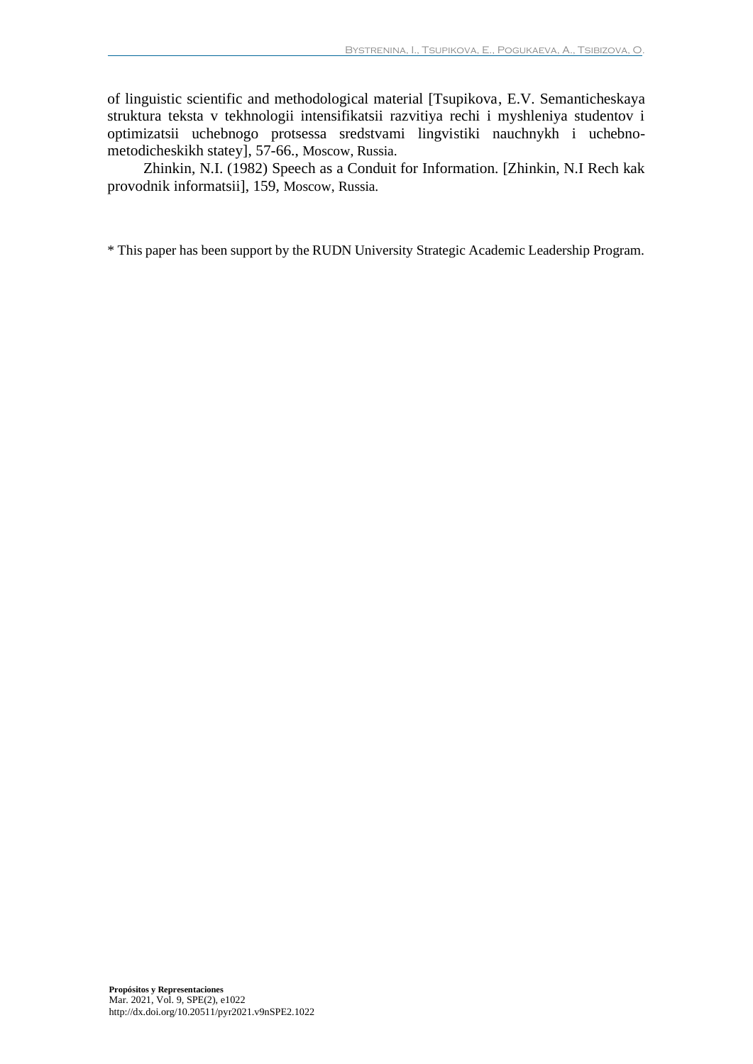of linguistic scientific and methodological material [Tsupikova, E.V. Semanticheskaya struktura teksta v tekhnologii intensifikatsii razvitiya rechi i myshleniya studentov i optimizatsii uchebnogo protsessa sredstvami lingvistiki nauchnykh i uchebno-metodicheskikh statey], 57-66., Moscow, Russia.

Zhinkin, N.I. (1982) Speech as a Conduit for Information. [Zhinkin, N.I Rech kak provodnik informatsii], 159, Moscow, Russia.

* This paper has been support by the RUDN University Strategic Academic Leadership Program.